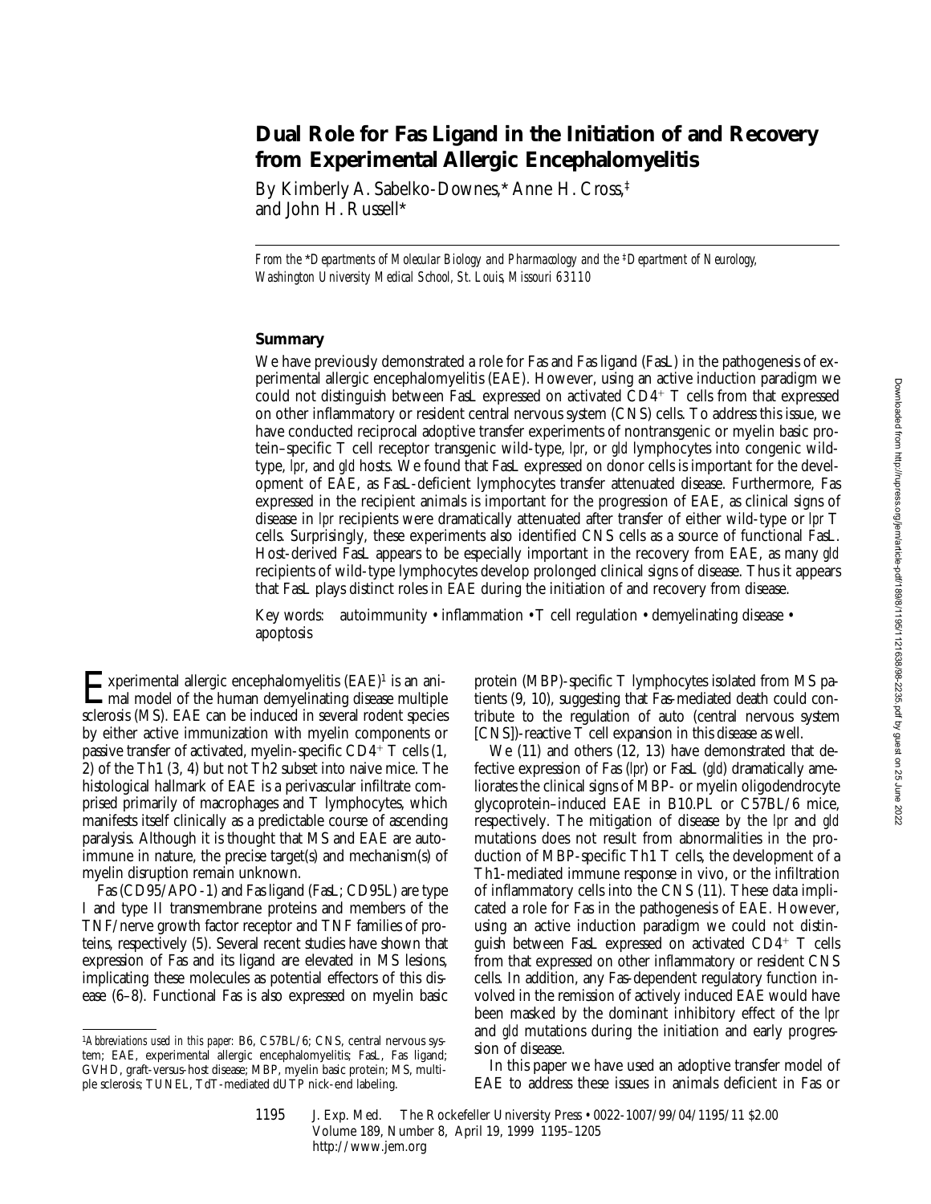# Dual Role for Fas Ligand in the Initiation of and Recovery from Experimental Allergic Encephalomyelitis

By Kimberly A. Sabelko-Downes,* Anne H. Cross,‡ and John H. Russell*

*From the \*Departments of Molecular Biology and Pharmacology and the ‡Department of Neurology, Washington University Medical School, St. Louis, Missouri 63110*

## Summary

We have previously demonstrated a role for Fas and Fas ligand (FasL) in the pathogenesis of experimental allergic encephalomyelitis (EAE). However, using an active induction paradigm we could not distinguish between FasL expressed on activated CD4+ T cells from that expressed on other inflammatory or resident central nervous system (CNS) cells. To address this issue, we have conducted reciprocal adoptive transfer experiments of nontransgenic or myelin basic protein–specific T cell receptor transgenic wild-type, *lpr*, or *gld* lymphocytes into congenic wild-type, *lpr*, and *gld* hosts. We found that FasL expressed on donor cells is important for the development of EAE, as FasL-deficient lymphocytes transfer attenuated disease. Furthermore, Fas expressed in the recipient animals is important for the progression of EAE, as clinical signs of disease in *lpr* recipients were dramatically attenuated after transfer of either wild-type or *lpr* T cells. Surprisingly, these experiments also identified CNS cells as a source of functional FasL. Host-derived FasL appears to be especially important in the recovery from EAE, as many *gld* recipients of wild-type lymphocytes develop prolonged clinical signs of disease. Thus it appears that FasL plays distinct roles in EAE during the initiation of and recovery from disease.

Key words: autoimmunity • inflammation • T cell regulation • demyelinating disease • apoptosis

Experimental allergic encephalomyelitis (EAE)[1] is an animal model of the human demyelinating disease multiple sclerosis (MS). EAE can be induced in several rodent species by either active immunization with myelin components or passive transfer of activated, myelin-specific CD4+ T cells (1, 2) of the Th1 (3, 4) but not Th2 subset into naive mice. The histological hallmark of EAE is a perivascular infiltrate comprised primarily of macrophages and T lymphocytes, which manifests itself clinically as a predictable course of ascending paralysis. Although it is thought that MS and EAE are autoimmune in nature, the precise target(s) and mechanism(s) of myelin disruption remain unknown.

Fas (CD95/APO-1) and Fas ligand (FasL; CD95L) are type I and type II transmembrane proteins and members of the TNF/nerve growth factor receptor and TNF families of proteins, respectively (5). Several recent studies have shown that expression of Fas and its ligand are elevated in MS lesions, implicating these molecules as potential effectors of this disease (6–8). Functional Fas is also expressed on myelin basic protein (MBP)-specific T lymphocytes isolated from MS patients (9, 10), suggesting that Fas-mediated death could contribute to the regulation of auto (central nervous system [CNS])-reactive T cell expansion in this disease as well.

We (11) and others (12, 13) have demonstrated that defective expression of Fas (*lpr*) or FasL (*gld*) dramatically ameliorates the clinical signs of MBP- or myelin oligodendrocyte glycoprotein–induced EAE in B10.PL or C57BL/6 mice, respectively. The mitigation of disease by the *lpr* and *gld* mutations does not result from abnormalities in the production of MBP-specific Th1 T cells, the development of a Th1-mediated immune response in vivo, or the infiltration of inflammatory cells into the CNS (11). These data implicated a role for Fas in the pathogenesis of EAE. However, using an active induction paradigm we could not distinguish between FasL expressed on activated CD4+ T cells from that expressed on other inflammatory or resident CNS cells. In addition, any Fas-dependent regulatory function involved in the remission of actively induced EAE would have been masked by the dominant inhibitory effect of the *lpr* and *gld* mutations during the initiation and early progression of disease.

In this paper we have used an adoptive transfer model of EAE to address these issues in animals deficient in Fas or

[1]*Abbreviations used in this paper:* B6, C57BL/6; CNS, central nervous system; EAE, experimental allergic encephalomyelitis; FasL, Fas ligand; GVHD, graft-versus-host disease; MBP, myelin basic protein; MS, multiple sclerosis; TUNEL, TdT-mediated dUTP nick-end labeling.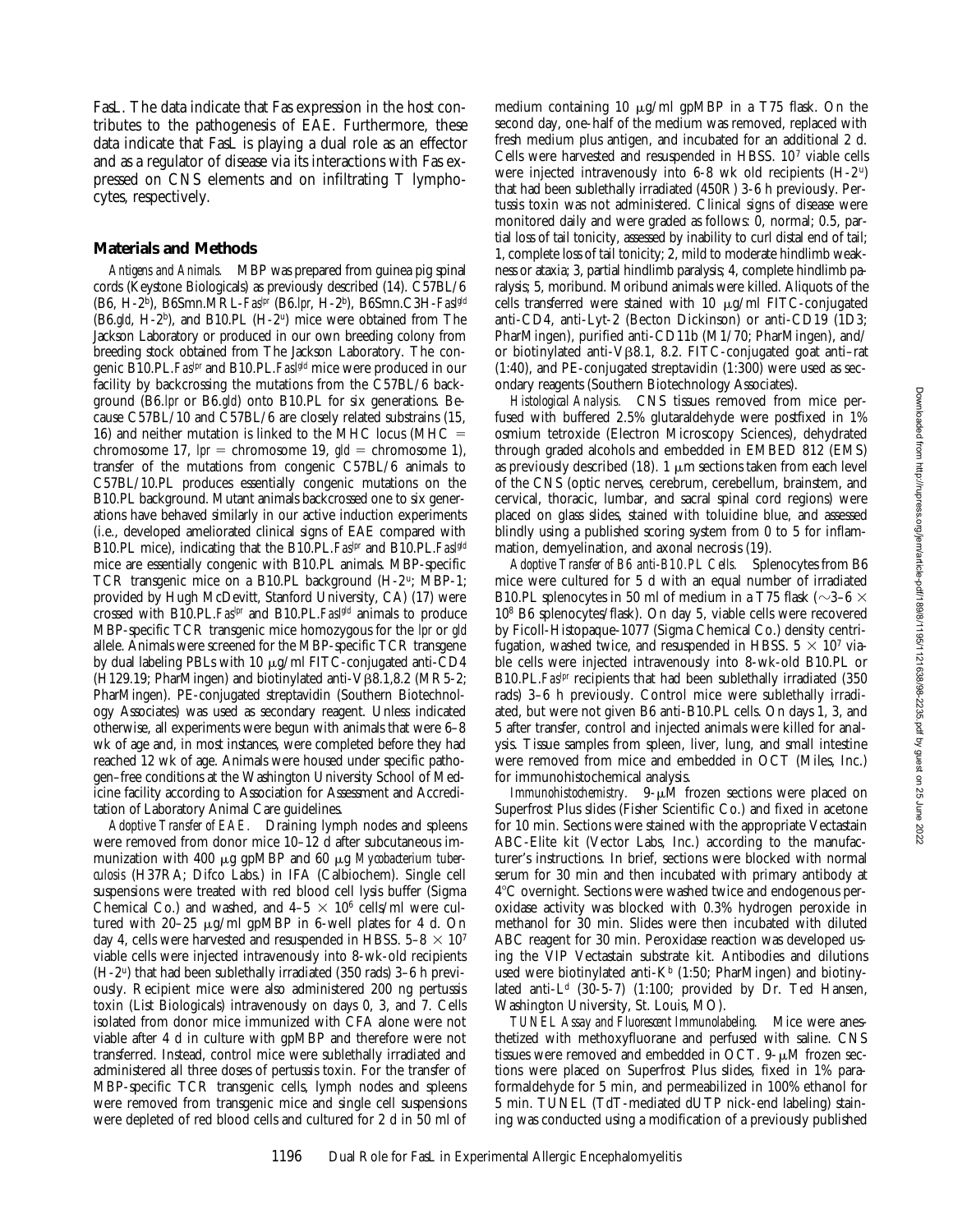FasL. The data indicate that Fas expression in the host contributes to the pathogenesis of EAE. Furthermore, these data indicate that FasL is playing a dual role as an effector and as a regulator of disease via its interactions with Fas expressed on CNS elements and on infiltrating T lymphocytes, respectively.

## Materials and Methods

*Antigens and Animals.* MBP was prepared from guinea pig spinal cords (Keystone Biologicals) as previously described (14). C57BL/6 (B6, H-2$^b$), B6Smn.MRL-*Fas$^{lpr}$* (B6.*lpr*, H-2$^b$), B6Smn.C3H-*Fasl$^{gld}$* (B6.*gld*, H-2$^b$), and B10.PL (H-2$^u$) mice were obtained from The Jackson Laboratory or produced in our own breeding colony from breeding stock obtained from The Jackson Laboratory. The congenic B10.PL.*Fas$^{lpr}$* and B10.PL.*Fasl$^{gld}$* mice were produced in our facility by backcrossing the mutations from the C57BL/6 background (B6.*lpr* or B6.*gld*) onto B10.PL for six generations. Because C57BL/10 and C57BL/6 are closely related substrains (15, 16) and neither mutation is linked to the MHC locus (MHC = chromosome 17, *lpr* = chromosome 19, *gld* = chromosome 1), transfer of the mutations from congenic C57BL/6 animals to C57BL/10.PL produces essentially congenic mutations on the B10.PL background. Mutant animals backcrossed one to six generations have behaved similarly in our active induction experiments (i.e., developed ameliorated clinical signs of EAE compared with B10.PL mice), indicating that the B10.PL.*Fas$^{lpr}$* and B10.PL.*Fasl$^{gld}$* mice are essentially congenic with B10.PL animals. MBP-specific TCR transgenic mice on a B10.PL background (H-2$^u$; MBP-1; provided by Hugh McDevitt, Stanford University, CA) (17) were crossed with B10.PL.*Fas$^{lpr}$* and B10.PL.*Fasl$^{gld}$* animals to produce MBP-specific TCR transgenic mice homozygous for the *lpr* or *gld* allele. Animals were screened for the MBP-specific TCR transgene by dual labeling PBLs with 10 μg/ml FITC-conjugated anti-CD4 (H129.19; PharMingen) and biotinylated anti-Vβ8.1,8.2 (MR5-2; PharMingen). PE-conjugated streptavidin (Southern Biotechnology Associates) was used as secondary reagent. Unless indicated otherwise, all experiments were begun with animals that were 6–8 wk of age and, in most instances, were completed before they had reached 12 wk of age. Animals were housed under specific pathogen–free conditions at the Washington University School of Medicine facility according to Association for Assessment and Accreditation of Laboratory Animal Care guidelines.

*Adoptive Transfer of EAE.* Draining lymph nodes and spleens were removed from donor mice 10–12 d after subcutaneous immunization with 400 μg gpMBP and 60 μg *Mycobacterium tuberculosis* (H37RA; Difco Labs.) in IFA (Calbiochem). Single cell suspensions were treated with red blood cell lysis buffer (Sigma Chemical Co.) and washed, and 4–5 × $10^6$ cells/ml were cultured with 20–25 μg/ml gpMBP in 6-well plates for 4 d. On day 4, cells were harvested and resuspended in HBSS. 5–8 × $10^7$ viable cells were injected intravenously into 8-wk-old recipients (H-2$^u$) that had been sublethally irradiated (350 rads) 3–6 h previously. Recipient mice were also administered 200 ng pertussis toxin (List Biologicals) intravenously on days 0, 3, and 7. Cells isolated from donor mice immunized with CFA alone were not viable after 4 d in culture with gpMBP and therefore were not transferred. Instead, control mice were sublethally irradiated and administered all three doses of pertussis toxin. For the transfer of MBP-specific TCR transgenic cells, lymph nodes and spleens were removed from transgenic mice and single cell suspensions were depleted of red blood cells and cultured for 2 d in 50 ml of medium containing 10 μg/ml gpMBP in a T75 flask. On the second day, one-half of the medium was removed, replaced with fresh medium plus antigen, and incubated for an additional 2 d. Cells were harvested and resuspended in HBSS. $10^7$ viable cells were injected intravenously into 6-8 wk old recipients (H-2$^u$) that had been sublethally irradiated (450R) 3-6 h previously. Pertussis toxin was not administered. Clinical signs of disease were monitored daily and were graded as follows: 0, normal; 0.5, partial loss of tail tonicity, assessed by inability to curl distal end of tail; 1, complete loss of tail tonicity; 2, mild to moderate hindlimb weakness or ataxia; 3, partial hindlimb paralysis; 4, complete hindlimb paralysis; 5, moribund. Moribund animals were killed. Aliquots of the cells transferred were stained with 10 μg/ml FITC-conjugated anti-CD4, anti-Lyt-2 (Becton Dickinson) or anti-CD19 (1D3; PharMingen), purified anti-CD11b (M1/70; PharMingen), and/or biotinylated anti-Vβ8.1, 8.2. FITC-conjugated goat anti–rat (1:40), and PE-conjugated streptavidin (1:300) were used as secondary reagents (Southern Biotechnology Associates).

*Histological Analysis.* CNS tissues removed from mice perfused with buffered 2.5% glutaraldehyde were postfixed in 1% osmium tetroxide (Electron Microscopy Sciences), dehydrated through graded alcohols and embedded in EMBED 812 (EMS) as previously described (18). 1 μm sections taken from each level of the CNS (optic nerves, cerebrum, cerebellum, brainstem, and cervical, thoracic, lumbar, and sacral spinal cord regions) were placed on glass slides, stained with toluidine blue, and assessed blindly using a published scoring system from 0 to 5 for inflammation, demyelination, and axonal necrosis (19).

*Adoptive Transfer of B6 anti-B10.PL Cells.* Splenocytes from B6 mice were cultured for 5 d with an equal number of irradiated B10.PL splenocytes in 50 ml of medium in a T75 flask (∼3–6 × $10^8$ B6 splenocytes/flask). On day 5, viable cells were recovered by Ficoll-Histopaque-1077 (Sigma Chemical Co.) density centrifugation, washed twice, and resuspended in HBSS. 5 × $10^7$ viable cells were injected intravenously into 8-wk-old B10.PL or B10.PL.*Fas$^{lpr}$* recipients that had been sublethally irradiated (350 rads) 3–6 h previously. Control mice were sublethally irradiated, but were not given B6 anti-B10.PL cells. On days 1, 3, and 5 after transfer, control and injected animals were killed for analysis. Tissue samples from spleen, liver, lung, and small intestine were removed from mice and embedded in OCT (Miles, Inc.) for immunohistochemical analysis.

*Immunohistochemistry.* 9-μM frozen sections were placed on Superfrost Plus slides (Fisher Scientific Co.) and fixed in acetone for 10 min. Sections were stained with the appropriate Vectastain ABC-Elite kit (Vector Labs, Inc.) according to the manufacturer's instructions. In brief, sections were blocked with normal serum for 30 min and then incubated with primary antibody at 4°C overnight. Sections were washed twice and endogenous peroxidase activity was blocked with 0.3% hydrogen peroxide in methanol for 30 min. Slides were then incubated with diluted ABC reagent for 30 min. Peroxidase reaction was developed using the VIP Vectastain substrate kit. Antibodies and dilutions used were biotinylated anti-K$^b$ (1:50; PharMingen) and biotinylated anti-L$^d$ (30-5-7) (1:100; provided by Dr. Ted Hansen, Washington University, St. Louis, MO).

*TUNEL Assay and Fluorescent Immunolabeling.* Mice were anesthetized with methoxyfluorane and perfused with saline. CNS tissues were removed and embedded in OCT. 9-μM frozen sections were placed on Superfrost Plus slides, fixed in 1% paraformaldehyde for 5 min, and permeabilized in 100% ethanol for 5 min. TUNEL (TdT-mediated dUTP nick-end labeling) staining was conducted using a modification of a previously published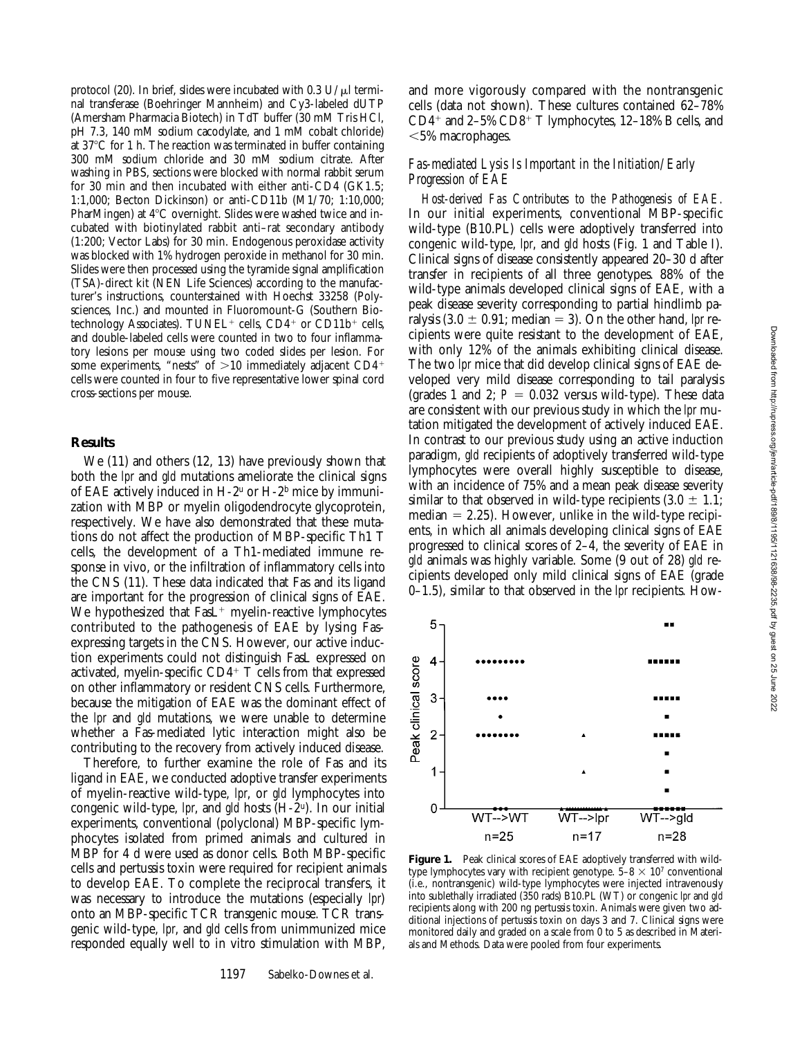protocol (20). In brief, slides were incubated with 0.3 U/μl terminal transferase (Boehringer Mannheim) and Cy3-labeled dUTP (Amersham Pharmacia Biotech) in TdT buffer (30 mM Tris HCl, pH 7.3, 140 mM sodium cacodylate, and 1 mM cobalt chloride) at 37°C for 1 h. The reaction was terminated in buffer containing 300 mM sodium chloride and 30 mM sodium citrate. After washing in PBS, sections were blocked with normal rabbit serum for 30 min and then incubated with either anti-CD4 (GK1.5; 1:1,000; Becton Dickinson) or anti-CD11b (M1/70; 1:10,000; PharMingen) at 4°C overnight. Slides were washed twice and incubated with biotinylated rabbit anti–rat secondary antibody (1:200; Vector Labs) for 30 min. Endogenous peroxidase activity was blocked with 1% hydrogen peroxide in methanol for 30 min. Slides were then processed using the tyramide signal amplification (TSA)-direct kit (NEN Life Sciences) according to the manufacturer's instructions, counterstained with Hoechst 33258 (Polysciences, Inc.) and mounted in Fluoromount-G (Southern Biotechnology Associates). TUNEL+ cells, CD4+ or CD11b+ cells, and double-labeled cells were counted in two to four inflammatory lesions per mouse using two coded slides per lesion. For some experiments, "nests" of >10 immediately adjacent CD4+ cells were counted in four to five representative lower spinal cord cross-sections per mouse.

## Results

We (11) and others (12, 13) have previously shown that both the *lpr* and *gld* mutations ameliorate the clinical signs of EAE actively induced in H-2[u] or H-2[b] mice by immunization with MBP or myelin oligodendrocyte glycoprotein, respectively. We have also demonstrated that these mutations do not affect the production of MBP-specific Th1 T cells, the development of a Th1-mediated immune response in vivo, or the infiltration of inflammatory cells into the CNS (11). These data indicated that Fas and its ligand are important for the progression of clinical signs of EAE. We hypothesized that FasL+ myelin-reactive lymphocytes contributed to the pathogenesis of EAE by lysing Fas-expressing targets in the CNS. However, our active induction experiments could not distinguish FasL expressed on activated, myelin-specific CD4+ T cells from that expressed on other inflammatory or resident CNS cells. Furthermore, because the mitigation of EAE was the dominant effect of the *lpr* and *gld* mutations, we were unable to determine whether a Fas-mediated lytic interaction might also be contributing to the recovery from actively induced disease.

Therefore, to further examine the role of Fas and its ligand in EAE, we conducted adoptive transfer experiments of myelin-reactive wild-type, *lpr*, or *gld* lymphocytes into congenic wild-type, *lpr*, and *gld* hosts (H-2[u]). In our initial experiments, conventional (polyclonal) MBP-specific lymphocytes isolated from primed animals and cultured in MBP for 4 d were used as donor cells. Both MBP-specific cells and pertussis toxin were required for recipient animals to develop EAE. To complete the reciprocal transfers, it was necessary to introduce the mutations (especially *lpr*) onto an MBP-specific TCR transgenic mouse. TCR transgenic wild-type, *lpr*, and *gld* cells from unimmunized mice responded equally well to in vitro stimulation with MBP, and more vigorously compared with the nontransgenic cells (data not shown). These cultures contained 62–78% CD4+ and 2–5% CD8+ T lymphocytes, 12–18% B cells, and <5% macrophages.

### *Fas-mediated Lysis Is Important in the Initiation/Early Progression of EAE*

*Host-derived Fas Contributes to the Pathogenesis of EAE.* In our initial experiments, conventional MBP-specific wild-type (B10.PL) cells were adoptively transferred into congenic wild-type, *lpr*, and *gld* hosts (Fig. 1 and Table I). Clinical signs of disease consistently appeared 20–30 d after transfer in recipients of all three genotypes. 88% of the wild-type animals developed clinical signs of EAE, with a peak disease severity corresponding to partial hindlimb paralysis (3.0 ± 0.91; median = 3). On the other hand, *lpr* recipients were quite resistant to the development of EAE, with only 12% of the animals exhibiting clinical disease. The two *lpr* mice that did develop clinical signs of EAE developed very mild disease corresponding to tail paralysis (grades 1 and 2; $P = 0.032$ versus wild-type). These data are consistent with our previous study in which the *lpr* mutation mitigated the development of actively induced EAE. In contrast to our previous study using an active induction paradigm, *gld* recipients of adoptively transferred wild-type lymphocytes were overall highly susceptible to disease, with an incidence of 75% and a mean peak disease severity similar to that observed in wild-type recipients (3.0 ± 1.1; median = 2.25). However, unlike in the wild-type recipients, in which all animals developing clinical signs of EAE progressed to clinical scores of 2–4, the severity of EAE in *gld* animals was highly variable. Some (9 out of 28) *gld* recipients developed only mild clinical signs of EAE (grade 0–1.5), similar to that observed in the *lpr* recipients. How-

**Figure 1.** Peak clinical scores of EAE adoptively transferred with wild-type lymphocytes vary with recipient genotype. 5–8 × 10[7] conventional (i.e., nontransgenic) wild-type lymphocytes were injected intravenously into sublethally irradiated (350 rads) B10.PL (WT) or congenic *lpr* and *gld* recipients along with 200 ng pertussis toxin. Animals were given two additional injections of pertussis toxin on days 3 and 7. Clinical signs were monitored daily and graded on a scale from 0 to 5 as described in Materials and Methods. Data were pooled from four experiments.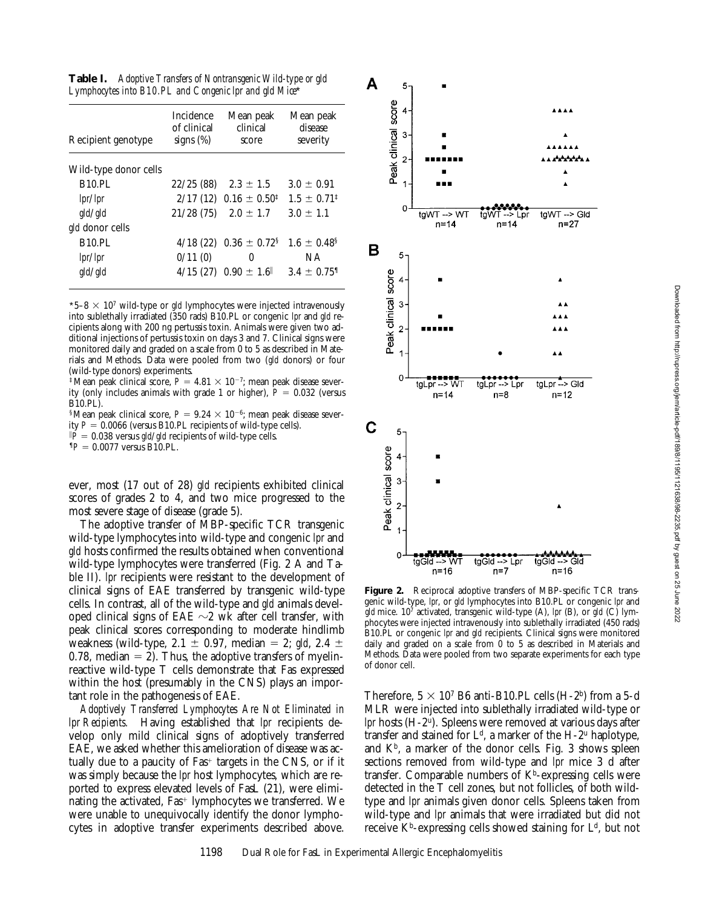**Table I.** *Adoptive Transfers of Nontransgenic Wild-type or gld Lymphocytes into B10.PL and Congenic lpr and gld Mice*\*

| Recipient genotype | Incidence of clinical signs (%) | Mean peak clinical score | Mean peak disease severity |
|---|---|---|---|
| Wild-type donor cells | | | |
| B10.PL | 22/25 (88) | $2.3 \pm 1.5$ | $3.0 \pm 0.91$ |
| *lpr/lpr* | 2/17 (12) | $0.16 \pm 0.50$[‡] | $1.5 \pm 0.71$[‡] |
| *gld/gld* | 21/28 (75) | $2.0 \pm 1.7$ | $3.0 \pm 1.1$ |
| *gld* donor cells | | | |
| B10.PL | 4/18 (22) | $0.36 \pm 0.72$[§] | $1.6 \pm 0.48$[§] |
| *lpr/lpr* | 0/11 (0) | 0 | NA |
| *gld/gld* | 4/15 (27) | $0.90 \pm 1.6$[‖] | $3.4 \pm 0.75$[¶] |

\*5–8 × $10^7$ wild-type or *gld* lymphocytes were injected intravenously into sublethally irradiated (350 rads) B10.PL or congenic *lpr* and *gld* recipients along with 200 ng pertussis toxin. Animals were given two additional injections of pertussis toxin on days 3 and 7. Clinical signs were monitored daily and graded on a scale from 0 to 5 as described in Materials and Methods. Data were pooled from two (*gld* donors) or four (wild-type donors) experiments.

‡Mean peak clinical score, $P = 4.81 \times 10^{-7}$; mean peak disease severity (only includes animals with grade 1 or higher), $P = 0.032$ (versus B10.PL).

§Mean peak clinical score, $P = 9.24 \times 10^{-6}$; mean peak disease severity $P = 0.0066$ (versus B10.PL recipients of wild-type cells).

‖$P = 0.038$ versus *gld/gld* recipients of wild-type cells.

¶$P = 0.0077$ versus B10.PL.

ever, most (17 out of 28) *gld* recipients exhibited clinical scores of grades 2 to 4, and two mice progressed to the most severe stage of disease (grade 5).

The adoptive transfer of MBP-specific TCR transgenic wild-type lymphocytes into wild-type and congenic *lpr* and *gld* hosts confirmed the results obtained when conventional wild-type lymphocytes were transferred (Fig. 2 A and Table II). *lpr* recipients were resistant to the development of clinical signs of EAE transferred by transgenic wild-type cells. In contrast, all of the wild-type and *gld* animals developed clinical signs of EAE ~2 wk after cell transfer, with peak clinical scores corresponding to moderate hindlimb weakness (wild-type, $2.1 \pm 0.97$, median = 2; *gld*, $2.4 \pm 0.78$, median = 2). Thus, the adoptive transfers of myelin-reactive wild-type T cells demonstrate that Fas expressed within the host (presumably in the CNS) plays an important role in the pathogenesis of EAE.

*Adoptively Transferred Lymphocytes Are Not Eliminated in lpr Recipients.* Having established that *lpr* recipients develop only mild clinical signs of adoptively transferred EAE, we asked whether this amelioration of disease was actually due to a paucity of $Fas^+$ targets in the CNS, or if it was simply because the *lpr* host lymphocytes, which are reported to express elevated levels of FasL (21), were eliminating the activated, $Fas^+$ lymphocytes we transferred. We were unable to unequivocally identify the donor lymphocytes in adoptive transfer experiments described above.

**Figure 2.** Reciprocal adoptive transfers of MBP-specific TCR transgenic wild-type, *lpr*, or *gld* lymphocytes into B10.PL or congenic *lpr* and *gld* mice. $10^7$ activated, transgenic wild-type (A), *lpr* (B), or *gld* (C) lymphocytes were injected intravenously into sublethally irradiated (450 rads) B10.PL or congenic *lpr* and *gld* recipients. Clinical signs were monitored daily and graded on a scale from 0 to 5 as described in Materials and Methods. Data were pooled from two separate experiments for each type of donor cell.

Therefore, 5 × $10^7$ B6 anti-B10.PL cells (H-$2^b$) from a 5-d MLR were injected into sublethally irradiated wild-type or *lpr* hosts (H-$2^u$). Spleens were removed at various days after transfer and stained for $L^d$, a marker of the H-$2^u$ haplotype, and $K^b$, a marker of the donor cells. Fig. 3 shows spleen sections removed from wild-type and *lpr* mice 3 d after transfer. Comparable numbers of $K^b$-expressing cells were detected in the T cell zones, but not follicles, of both wild-type and *lpr* animals given donor cells. Spleens taken from wild-type and *lpr* animals that were irradiated but did not receive $K^b$-expressing cells showed staining for $L^d$, but not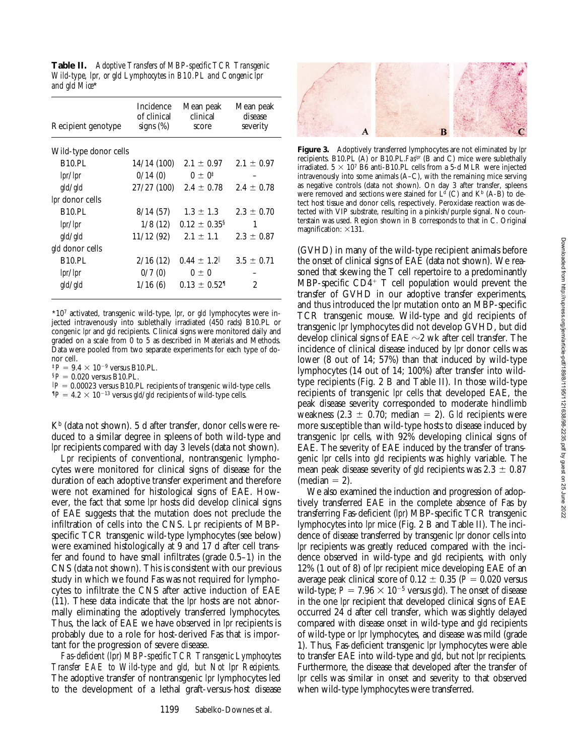**Table II.** *Adoptive Transfers of MBP-specific TCR Transgenic Wild-type, lpr, or gld Lymphocytes in B10.PL and Congenic lpr and gld Mice**

| Recipient genotype | Incidence of clinical signs (%) | Mean peak clinical score | Mean peak disease severity |
|---|---|---|---|
| Wild-type donor cells | | | |
| B10.PL | 14/14 (100) | 2.1 ± 0.97 | 2.1 ± 0.97 |
| *lpr/lpr* | 0/14 (0) | 0 ± 0[‡] | – |
| *gld/gld* | 27/27 (100) | 2.4 ± 0.78 | 2.4 ± 0.78 |
| *lpr* donor cells | | | |
| B10.PL | 8/14 (57) | 1.3 ± 1.3 | 2.3 ± 0.70 |
| *lpr/lpr* | 1/8 (12) | 0.12 ± 0.35[§] | 1 |
| *gld/gld* | 11/12 (92) | 2.1 ± 1.1 | 2.3 ± 0.87 |
| *gld* donor cells | | | |
| B10.PL | 2/16 (12) | 0.44 ± 1.2[‖] | 3.5 ± 0.71 |
| *lpr/lpr* | 0/7 (0) | 0 ± 0 | – |
| *gld/gld* | 1/16 (6) | 0.13 ± 0.52[¶] | 2 |

*$10^7$ activated, transgenic wild-type, *lpr*, or *gld* lymphocytes were injected intravenously into sublethally irradiated (450 rads) B10.PL or congenic *lpr* and *gld* recipients. Clinical signs were monitored daily and graded on a scale from 0 to 5 as described in Materials and Methods. Data were pooled from two separate experiments for each type of donor cell.

[‡] $P = 9.4 \times 10^{-9}$ versus B10.PL.

[§] $P = 0.020$ versus B10.PL.

[‖] $P = 0.00023$ versus B10.PL recipients of transgenic wild-type cells.

[¶] $P = 4.2 \times 10^{-13}$ versus *gld/gld* recipients of wild-type cells.

$K^b$ (data not shown). 5 d after transfer, donor cells were reduced to a similar degree in spleens of both wild-type and *lpr* recipients compared with day 3 levels (data not shown).

*Lpr* recipients of conventional, nontransgenic lymphocytes were monitored for clinical signs of disease for the duration of each adoptive transfer experiment and therefore were not examined for histological signs of EAE. However, the fact that some *lpr* hosts did develop clinical signs of EAE suggests that the mutation does not preclude the infiltration of cells into the CNS. *Lpr* recipients of MBP-specific TCR transgenic wild-type lymphocytes (see below) were examined histologically at 9 and 17 d after cell transfer and found to have small infiltrates (grade 0.5–1) in the CNS (data not shown). This is consistent with our previous study in which we found Fas was not required for lymphocytes to infiltrate the CNS after active induction of EAE (11). These data indicate that the *lpr* hosts are not abnormally eliminating the adoptively transferred lymphocytes. Thus, the lack of EAE we have observed in *lpr* recipients is probably due to a role for host-derived Fas that is important for the progression of severe disease.

*Fas-deficient (lpr) MBP-specific TCR Transgenic Lymphocytes Transfer EAE to Wild-type and gld, but Not lpr Recipients.* The adoptive transfer of nontransgenic *lpr* lymphocytes led to the development of a lethal graft-versus-host disease (GVHD) in many of the wild-type recipient animals before the onset of clinical signs of EAE (data not shown). We reasoned that skewing the T cell repertoire to a predominantly MBP-specific $CD4^+$ T cell population would prevent the transfer of GVHD in our adoptive transfer experiments, and thus introduced the *lpr* mutation onto an MBP-specific TCR transgenic mouse. Wild-type and *gld* recipients of transgenic *lpr* lymphocytes did not develop GVHD, but did develop clinical signs of EAE ~2 wk after cell transfer. The incidence of clinical disease induced by *lpr* donor cells was lower (8 out of 14; 57%) than that induced by wild-type lymphocytes (14 out of 14; 100%) after transfer into wild-type recipients (Fig. 2 B and Table II). In those wild-type recipients of transgenic *lpr* cells that developed EAE, the peak disease severity corresponded to moderate hindlimb weakness (2.3 ± 0.70; median = 2). *Gld* recipients were more susceptible than wild-type hosts to disease induced by transgenic *lpr* cells, with 92% developing clinical signs of EAE. The severity of EAE induced by the transfer of transgenic *lpr* cells into *gld* recipients was highly variable. The mean peak disease severity of *gld* recipients was 2.3 ± 0.87 (median = 2).

We also examined the induction and progression of adoptively transferred EAE in the complete absence of Fas by transferring Fas-deficient (*lpr*) MBP-specific TCR transgenic lymphocytes into *lpr* mice (Fig. 2 B and Table II). The incidence of disease transferred by transgenic *lpr* donor cells into *lpr* recipients was greatly reduced compared with the incidence observed in wild-type and *gld* recipients, with only 12% (1 out of 8) of *lpr* recipient mice developing EAE of an average peak clinical score of 0.12 ± 0.35 ($P = 0.020$ versus wild-type; $P = 7.96 \times 10^{-5}$ versus *gld*). The onset of disease in the one *lpr* recipient that developed clinical signs of EAE occurred 24 d after cell transfer, which was slightly delayed compared with disease onset in wild-type and *gld* recipients of wild-type or *lpr* lymphocytes, and disease was mild (grade 1). Thus, Fas-deficient transgenic *lpr* lymphocytes were able to transfer EAE into wild-type and *gld*, but not *lpr* recipients. Furthermore, the disease that developed after the transfer of *lpr* cells was similar in onset and severity to that observed when wild-type lymphocytes were transferred.

**Figure 3.** Adoptively transferred lymphocytes are not eliminated by *lpr* recipients. B10.PL (A) or B10.PL.*Fas^lpr* (B and C) mice were sublethally irradiated. $5 \times 10^7$ B6 anti-B10.PL cells from a 5-d MLR were injected intravenously into some animals (A–C), with the remaining mice serving as negative controls (data not shown). On day 3 after transfer, spleens were removed and sections were stained for $L^d$ (C) and $K^b$ (A–B) to detect host tissue and donor cells, respectively. Peroxidase reaction was detected with VIP substrate, resulting in a pinkish/purple signal. No counterstain was used. Region shown in B corresponds to that in C. Original magnification: ×131.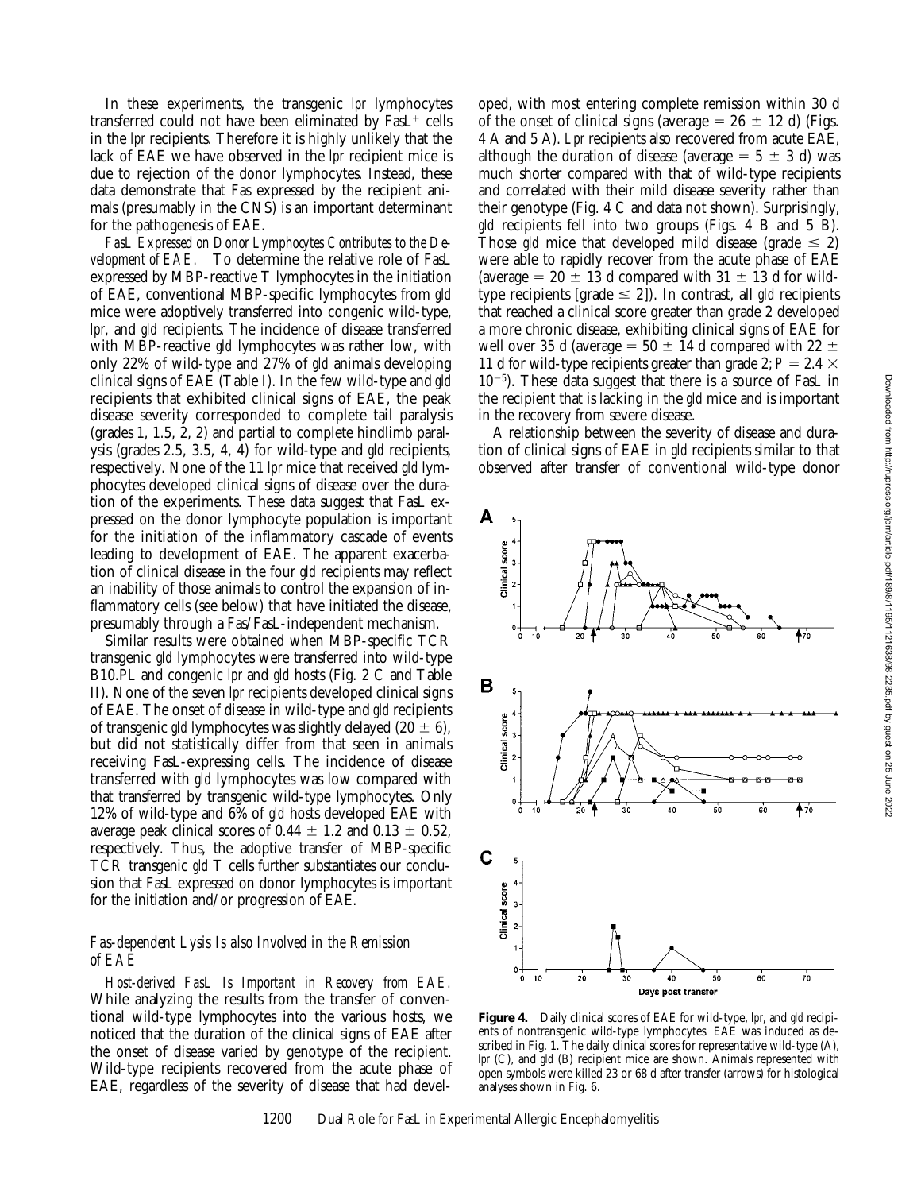In these experiments, the transgenic *lpr* lymphocytes transferred could not have been eliminated by $FasL^+$ cells in the *lpr* recipients. Therefore it is highly unlikely that the lack of EAE we have observed in the *lpr* recipient mice is due to rejection of the donor lymphocytes. Instead, these data demonstrate that Fas expressed by the recipient animals (presumably in the CNS) is an important determinant for the pathogenesis of EAE.

*FasL Expressed on Donor Lymphocytes Contributes to the Development of EAE.* To determine the relative role of FasL expressed by MBP-reactive T lymphocytes in the initiation of EAE, conventional MBP-specific lymphocytes from *gld* mice were adoptively transferred into congenic wild-type, *lpr*, and *gld* recipients. The incidence of disease transferred with MBP-reactive *gld* lymphocytes was rather low, with only 22% of wild-type and 27% of *gld* animals developing clinical signs of EAE (Table I). In the few wild-type and *gld* recipients that exhibited clinical signs of EAE, the peak disease severity corresponded to complete tail paralysis (grades 1, 1.5, 2, 2) and partial to complete hindlimb paralysis (grades 2.5, 3.5, 4, 4) for wild-type and *gld* recipients, respectively. None of the 11 *lpr* mice that received *gld* lymphocytes developed clinical signs of disease over the duration of the experiments. These data suggest that FasL expressed on the donor lymphocyte population is important for the initiation of the inflammatory cascade of events leading to development of EAE. The apparent exacerbation of clinical disease in the four *gld* recipients may reflect an inability of those animals to control the expansion of inflammatory cells (see below) that have initiated the disease, presumably through a Fas/FasL-independent mechanism.

Similar results were obtained when MBP-specific TCR transgenic *gld* lymphocytes were transferred into wild-type B10.PL and congenic *lpr* and *gld* hosts (Fig. 2 C and Table II). None of the seven *lpr* recipients developed clinical signs of EAE. The onset of disease in wild-type and *gld* recipients of transgenic *gld* lymphocytes was slightly delayed ($20 \pm 6$), but did not statistically differ from that seen in animals receiving FasL-expressing cells. The incidence of disease transferred with *gld* lymphocytes was low compared with that transferred by transgenic wild-type lymphocytes. Only 12% of wild-type and 6% of *gld* hosts developed EAE with average peak clinical scores of $0.44 \pm 1.2$ and $0.13 \pm 0.52$, respectively. Thus, the adoptive transfer of MBP-specific TCR transgenic *gld* T cells further substantiates our conclusion that FasL expressed on donor lymphocytes is important for the initiation and/or progression of EAE.

### *Fas-dependent Lysis Is also Involved in the Remission of EAE*

*Host-derived FasL Is Important in Recovery from EAE.* While analyzing the results from the transfer of conventional wild-type lymphocytes into the various hosts, we noticed that the duration of the clinical signs of EAE after the onset of disease varied by genotype of the recipient. Wild-type recipients recovered from the acute phase of EAE, regardless of the severity of disease that had developed, with most entering complete remission within 30 d of the onset of clinical signs (average = $26 \pm 12$ d) (Figs. 4 A and 5 A). *Lpr* recipients also recovered from acute EAE, although the duration of disease (average = $5 \pm 3$ d) was much shorter compared with that of wild-type recipients and correlated with their mild disease severity rather than their genotype (Fig. 4 C and data not shown). Surprisingly, *gld* recipients fell into two groups (Figs. 4 B and 5 B). Those *gld* mice that developed mild disease (grade $\leq 2$) were able to rapidly recover from the acute phase of EAE (average = $20 \pm 13$ d compared with $31 \pm 13$ d for wild-type recipients [grade $\leq 2$]). In contrast, all *gld* recipients that reached a clinical score greater than grade 2 developed a more chronic disease, exhibiting clinical signs of EAE for well over 35 d (average = $50 \pm 14$ d compared with $22 \pm 11$ d for wild-type recipients greater than grade 2; $P = 2.4 \times 10^{-5}$). These data suggest that there is a source of FasL in the recipient that is lacking in the *gld* mice and is important in the recovery from severe disease.

A relationship between the severity of disease and duration of clinical signs of EAE in *gld* recipients similar to that observed after transfer of conventional wild-type donor

**Figure 4.** Daily clinical scores of EAE for wild-type, *lpr*, and *gld* recipients of nontransgenic wild-type lymphocytes. EAE was induced as described in Fig. 1. The daily clinical scores for representative wild-type (A), *lpr* (C), and *gld* (B) recipient mice are shown. Animals represented with open symbols were killed 23 or 68 d after transfer (arrows) for histological analyses shown in Fig. 6.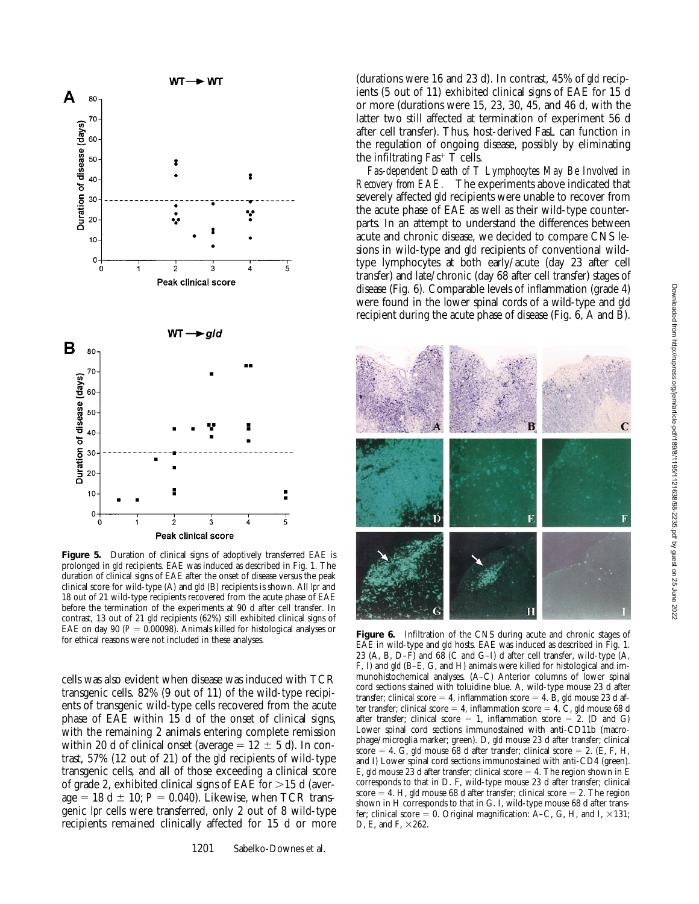**Figure 5.** Duration of clinical signs of adoptively transferred EAE is prolonged in *gld* recipients. EAE was induced as described in Fig. 1. The duration of clinical signs of EAE after the onset of disease versus the peak clinical score for wild-type (A) and *gld* (B) recipients is shown. All *lpr* and 18 out of 21 wild-type recipients recovered from the acute phase of EAE before the termination of the experiments at 90 d after cell transfer. In contrast, 13 out of 21 *gld* recipients (62%) still exhibited clinical signs of EAE on day 90 ($P = 0.00098$). Animals killed for histological analyses or for ethical reasons were not included in these analyses.

cells was also evident when disease was induced with TCR transgenic cells. 82% (9 out of 11) of the wild-type recipients of transgenic wild-type cells recovered from the acute phase of EAE within 15 d of the onset of clinical signs, with the remaining 2 animals entering complete remission within 20 d of clinical onset (average = 12 ± 5 d). In contrast, 57% (12 out of 21) of the *gld* recipients of wild-type transgenic cells, and all of those exceeding a clinical score of grade 2, exhibited clinical signs of EAE for >15 d (average = 18 d ± 10; $P = 0.040$). Likewise, when TCR transgenic *lpr* cells were transferred, only 2 out of 8 wild-type recipients remained clinically affected for 15 d or more (durations were 16 and 23 d). In contrast, 45% of *gld* recipients (5 out of 11) exhibited clinical signs of EAE for 15 d or more (durations were 15, 23, 30, 45, and 46 d, with the latter two still affected at termination of experiment 56 d after cell transfer). Thus, host-derived FasL can function in the regulation of ongoing disease, possibly by eliminating the infiltrating $Fas^+$ T cells.

*Fas-dependent Death of T Lymphocytes May Be Involved in Recovery from EAE.* The experiments above indicated that severely affected *gld* recipients were unable to recover from the acute phase of EAE as well as their wild-type counterparts. In an attempt to understand the differences between acute and chronic disease, we decided to compare CNS lesions in wild-type and *gld* recipients of conventional wild-type lymphocytes at both early/acute (day 23 after cell transfer) and late/chronic (day 68 after cell transfer) stages of disease (Fig. 6). Comparable levels of inflammation (grade 4) were found in the lower spinal cords of a wild-type and *gld* recipient during the acute phase of disease (Fig. 6, A and B).

**Figure 6.** Infiltration of the CNS during acute and chronic stages of EAE in wild-type and *gld* hosts. EAE was induced as described in Fig. 1. 23 (A, B, D–F) and 68 (C and G–I) d after cell transfer, wild-type (A, F, I) and *gld* (B–E, G, and H) animals were killed for histological and immunohistochemical analyses. (A–C) Anterior columns of lower spinal cord sections stained with toluidine blue. A, wild-type mouse 23 d after transfer; clinical score = 4, inflammation score = 4. B, *gld* mouse 23 d after transfer; clinical score = 4, inflammation score = 4. C, *gld* mouse 68 d after transfer; clinical score = 1, inflammation score = 2. (D and G) Lower spinal cord sections immunostained with anti-CD11b (macrophage/microglia marker; green). D, *gld* mouse 23 d after transfer; clinical score = 4. G, *gld* mouse 68 d after transfer; clinical score = 2. (E, F, H, and I) Lower spinal cord sections immunostained with anti-CD4 (green). E, *gld* mouse 23 d after transfer; clinical score = 4. The region shown in E corresponds to that in D. F, wild-type mouse 23 d after transfer; clinical score = 4. H, *gld* mouse 68 d after transfer; clinical score = 2. The region shown in H corresponds to that in G. I, wild-type mouse 68 d after transfer; clinical score = 0. Original magnification: A–C, G, H, and I, ×131; D, E, and F, ×262.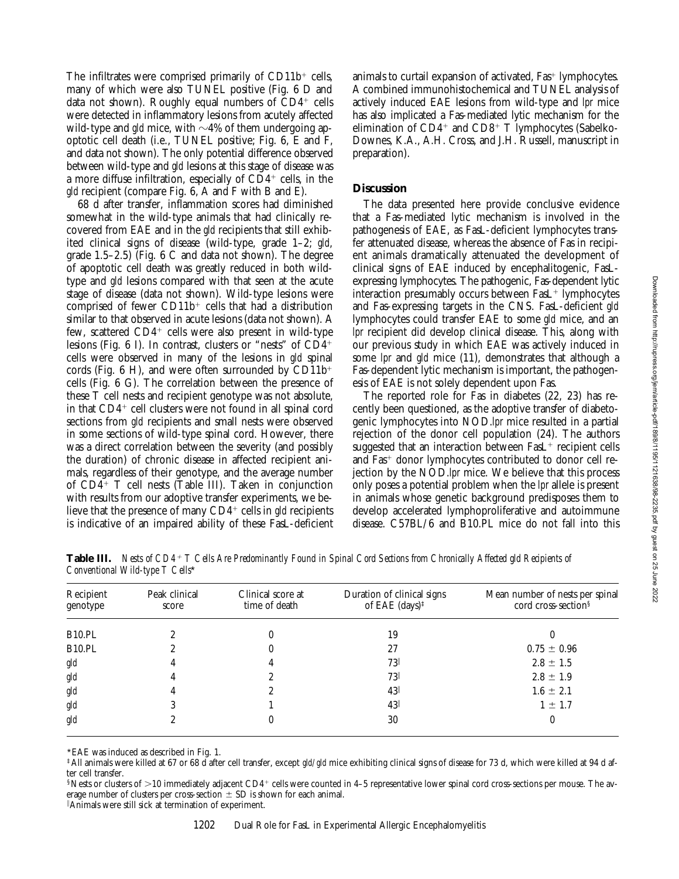The infiltrates were comprised primarily of CD11b$^{+}$ cells, many of which were also TUNEL positive (Fig. 6 D and data not shown). Roughly equal numbers of CD4$^{+}$ cells were detected in inflammatory lesions from acutely affected wild-type and *gld* mice, with ~4% of them undergoing apoptotic cell death (i.e., TUNEL positive; Fig. 6, E and F, and data not shown). The only potential difference observed between wild-type and *gld* lesions at this stage of disease was a more diffuse infiltration, especially of CD4$^{+}$ cells, in the *gld* recipient (compare Fig. 6, A and F with B and E).

68 d after transfer, inflammation scores had diminished somewhat in the wild-type animals that had clinically recovered from EAE and in the *gld* recipients that still exhibited clinical signs of disease (wild-type, grade 1–2; *gld*, grade 1.5–2.5) (Fig. 6 C and data not shown). The degree of apoptotic cell death was greatly reduced in both wild-type and *gld* lesions compared with that seen at the acute stage of disease (data not shown). Wild-type lesions were comprised of fewer CD11b$^{+}$ cells that had a distribution similar to that observed in acute lesions (data not shown). A few, scattered CD4$^{+}$ cells were also present in wild-type lesions (Fig. 6 I). In contrast, clusters or "nests" of CD4$^{+}$ cells were observed in many of the lesions in *gld* spinal cords (Fig. 6 H), and were often surrounded by CD11b$^{+}$ cells (Fig. 6 G). The correlation between the presence of these T cell nests and recipient genotype was not absolute, in that CD4$^{+}$ cell clusters were not found in all spinal cord sections from *gld* recipients and small nests were observed in some sections of wild-type spinal cord. However, there was a direct correlation between the severity (and possibly the duration) of chronic disease in affected recipient animals, regardless of their genotype, and the average number of CD4$^{+}$ T cell nests (Table III). Taken in conjunction with results from our adoptive transfer experiments, we believe that the presence of many CD4$^{+}$ cells in *gld* recipients is indicative of an impaired ability of these FasL-deficient animals to curtail expansion of activated, Fas$^{+}$ lymphocytes. A combined immunohistochemical and TUNEL analysis of actively induced EAE lesions from wild-type and *lpr* mice has also implicated a Fas-mediated lytic mechanism for the elimination of CD4$^{+}$ and CD8$^{+}$ T lymphocytes (Sabelko-Downes, K.A., A.H. Cross, and J.H. Russell, manuscript in preparation).

## Discussion

The data presented here provide conclusive evidence that a Fas-mediated lytic mechanism is involved in the pathogenesis of EAE, as FasL-deficient lymphocytes transfer attenuated disease, whereas the absence of Fas in recipient animals dramatically attenuated the development of clinical signs of EAE induced by encephalitogenic, FasL-expressing lymphocytes. The pathogenic, Fas-dependent lytic interaction presumably occurs between FasL$^{+}$ lymphocytes and Fas-expressing targets in the CNS. FasL-deficient *gld* lymphocytes could transfer EAE to some *gld* mice, and an *lpr* recipient did develop clinical disease. This, along with our previous study in which EAE was actively induced in some *lpr* and *gld* mice (11), demonstrates that although a Fas-dependent lytic mechanism is important, the pathogenesis of EAE is not solely dependent upon Fas.

The reported role for Fas in diabetes (22, 23) has recently been questioned, as the adoptive transfer of diabetogenic lymphocytes into NOD.*lpr* mice resulted in a partial rejection of the donor cell population (24). The authors suggested that an interaction between FasL$^{+}$ recipient cells and Fas$^{+}$ donor lymphocytes contributed to donor cell rejection by the NOD.*lpr* mice. We believe that this process only poses a potential problem when the *lpr* allele is present in animals whose genetic background predisposes them to develop accelerated lymphoproliferative and autoimmune disease. C57BL/6 and B10.PL mice do not fall into this

**Table III.** *Nests of CD4$^{+}$ T Cells Are Predominantly Found in Spinal Cord Sections from Chronically Affected gld Recipients of Conventional Wild-type T Cells\**

| Recipient genotype | Peak clinical score | Clinical score at time of death | Duration of clinical signs of EAE (days)‡ | Mean number of nests per spinal cord cross-section§ |
|---|---|---|---|---|
| B10.PL | 2 | 0 | 19 | 0 |
| B10.PL | 2 | 0 | 27 | 0.75 ± 0.96 |
| *gld* | 4 | 4 | 73‖ | 2.8 ± 1.5 |
| *gld* | 4 | 2 | 73‖ | 2.8 ± 1.9 |
| *gld* | 4 | 2 | 43‖ | 1.6 ± 2.1 |
| *gld* | 3 | 1 | 43‖ | 1 ± 1.7 |
| *gld* | 2 | 0 | 30 | 0 |

\*EAE was induced as described in Fig. 1.

‡All animals were killed at 67 or 68 d after cell transfer, except *gld/gld* mice exhibiting clinical signs of disease for 73 d, which were killed at 94 d after cell transfer.

§Nests or clusters of >10 immediately adjacent CD4$^{+}$ cells were counted in 4–5 representative lower spinal cord cross-sections per mouse. The average number of clusters per cross-section ± SD is shown for each animal.

‖Animals were still sick at termination of experiment.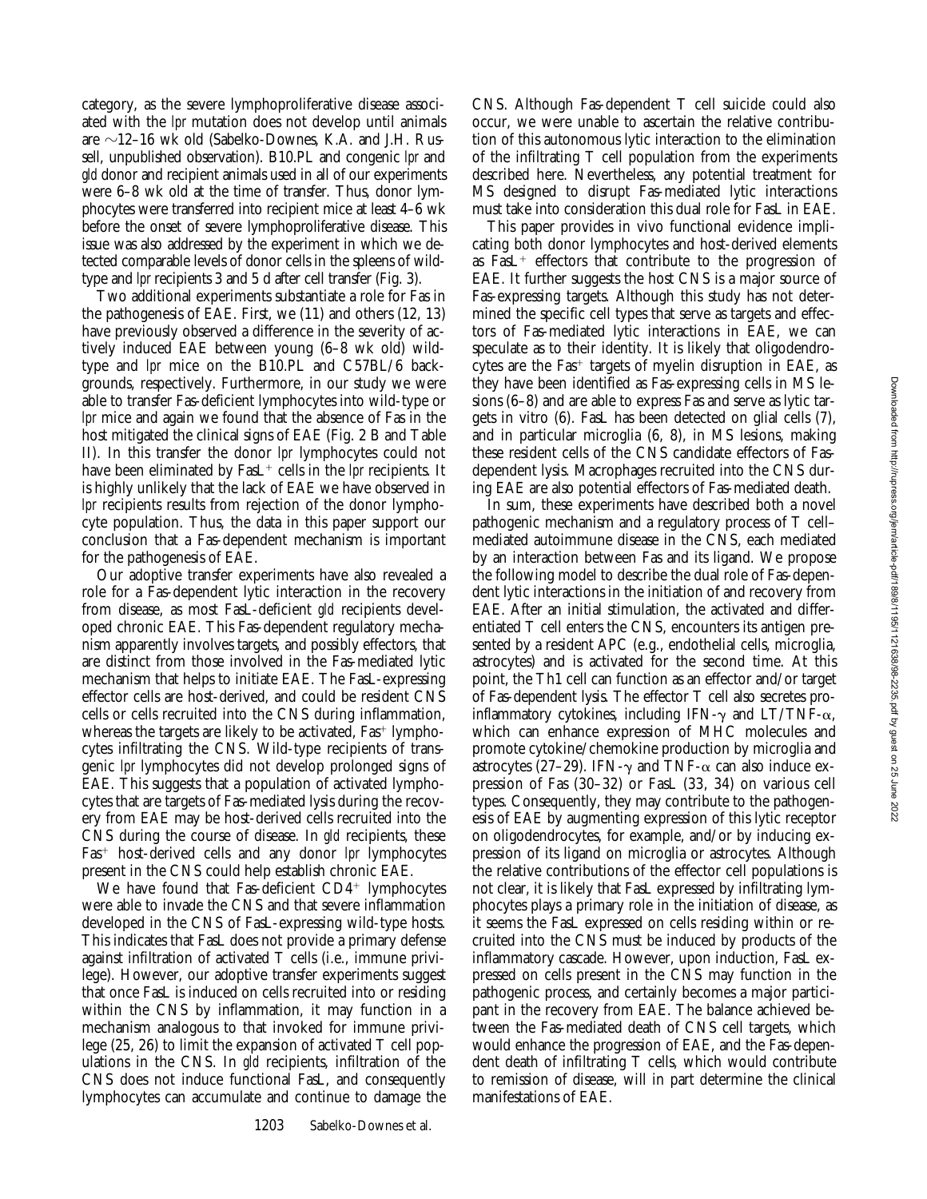category, as the severe lymphoproliferative disease associated with the *lpr* mutation does not develop until animals are ~12–16 wk old (Sabelko-Downes, K.A. and J.H. Russell, unpublished observation). B10.PL and congenic *lpr* and *gld* donor and recipient animals used in all of our experiments were 6–8 wk old at the time of transfer. Thus, donor lymphocytes were transferred into recipient mice at least 4–6 wk before the onset of severe lymphoproliferative disease. This issue was also addressed by the experiment in which we detected comparable levels of donor cells in the spleens of wild-type and *lpr* recipients 3 and 5 d after cell transfer (Fig. 3).

Two additional experiments substantiate a role for Fas in the pathogenesis of EAE. First, we (11) and others (12, 13) have previously observed a difference in the severity of actively induced EAE between young (6–8 wk old) wild-type and *lpr* mice on the B10.PL and C57BL/6 backgrounds, respectively. Furthermore, in our study we were able to transfer Fas-deficient lymphocytes into wild-type or *lpr* mice and again we found that the absence of Fas in the host mitigated the clinical signs of EAE (Fig. 2 B and Table II). In this transfer the donor *lpr* lymphocytes could not have been eliminated by FasL$^+$ cells in the *lpr* recipients. It is highly unlikely that the lack of EAE we have observed in *lpr* recipients results from rejection of the donor lymphocyte population. Thus, the data in this paper support our conclusion that a Fas-dependent mechanism is important for the pathogenesis of EAE.

Our adoptive transfer experiments have also revealed a role for a Fas-dependent lytic interaction in the recovery from disease, as most FasL-deficient *gld* recipients developed chronic EAE. This Fas-dependent regulatory mechanism apparently involves targets, and possibly effectors, that are distinct from those involved in the Fas-mediated lytic mechanism that helps to initiate EAE. The FasL-expressing effector cells are host-derived, and could be resident CNS cells or cells recruited into the CNS during inflammation, whereas the targets are likely to be activated, Fas$^+$ lymphocytes infiltrating the CNS. Wild-type recipients of transgenic *lpr* lymphocytes did not develop prolonged signs of EAE. This suggests that a population of activated lymphocytes that are targets of Fas-mediated lysis during the recovery from EAE may be host-derived cells recruited into the CNS during the course of disease. In *gld* recipients, these Fas$^+$ host-derived cells and any donor *lpr* lymphocytes present in the CNS could help establish chronic EAE.

We have found that Fas-deficient CD4$^+$ lymphocytes were able to invade the CNS and that severe inflammation developed in the CNS of FasL-expressing wild-type hosts. This indicates that FasL does not provide a primary defense against infiltration of activated T cells (i.e., immune privilege). However, our adoptive transfer experiments suggest that once FasL is induced on cells recruited into or residing within the CNS by inflammation, it may function in a mechanism analogous to that invoked for immune privilege (25, 26) to limit the expansion of activated T cell populations in the CNS. In *gld* recipients, infiltration of the CNS does not induce functional FasL, and consequently lymphocytes can accumulate and continue to damage the CNS. Although Fas-dependent T cell suicide could also occur, we were unable to ascertain the relative contribution of this autonomous lytic interaction to the elimination of the infiltrating T cell population from the experiments described here. Nevertheless, any potential treatment for MS designed to disrupt Fas-mediated lytic interactions must take into consideration this dual role for FasL in EAE.

This paper provides in vivo functional evidence implicating both donor lymphocytes and host-derived elements as FasL$^+$ effectors that contribute to the progression of EAE. It further suggests the host CNS is a major source of Fas-expressing targets. Although this study has not determined the specific cell types that serve as targets and effectors of Fas-mediated lytic interactions in EAE, we can speculate as to their identity. It is likely that oligodendrocytes are the Fas$^+$ targets of myelin disruption in EAE, as they have been identified as Fas-expressing cells in MS lesions (6–8) and are able to express Fas and serve as lytic targets in vitro (6). FasL has been detected on glial cells (7), and in particular microglia (6, 8), in MS lesions, making these resident cells of the CNS candidate effectors of Fas-dependent lysis. Macrophages recruited into the CNS during EAE are also potential effectors of Fas-mediated death.

In sum, these experiments have described both a novel pathogenic mechanism and a regulatory process of T cell–mediated autoimmune disease in the CNS, each mediated by an interaction between Fas and its ligand. We propose the following model to describe the dual role of Fas-dependent lytic interactions in the initiation of and recovery from EAE. After an initial stimulation, the activated and differentiated T cell enters the CNS, encounters its antigen presented by a resident APC (e.g., endothelial cells, microglia, astrocytes) and is activated for the second time. At this point, the Th1 cell can function as an effector and/or target of Fas-dependent lysis. The effector T cell also secretes proinflammatory cytokines, including IFN-$\gamma$ and LT/TNF-$\alpha$, which can enhance expression of MHC molecules and promote cytokine/chemokine production by microglia and astrocytes (27–29). IFN-$\gamma$ and TNF-$\alpha$ can also induce expression of Fas (30–32) or FasL (33, 34) on various cell types. Consequently, they may contribute to the pathogenesis of EAE by augmenting expression of this lytic receptor on oligodendrocytes, for example, and/or by inducing expression of its ligand on microglia or astrocytes. Although the relative contributions of the effector cell populations is not clear, it is likely that FasL expressed by infiltrating lymphocytes plays a primary role in the initiation of disease, as it seems the FasL expressed on cells residing within or recruited into the CNS must be induced by products of the inflammatory cascade. However, upon induction, FasL expressed on cells present in the CNS may function in the pathogenic process, and certainly becomes a major participant in the recovery from EAE. The balance achieved between the Fas-mediated death of CNS cell targets, which would enhance the progression of EAE, and the Fas-dependent death of infiltrating T cells, which would contribute to remission of disease, will in part determine the clinical manifestations of EAE.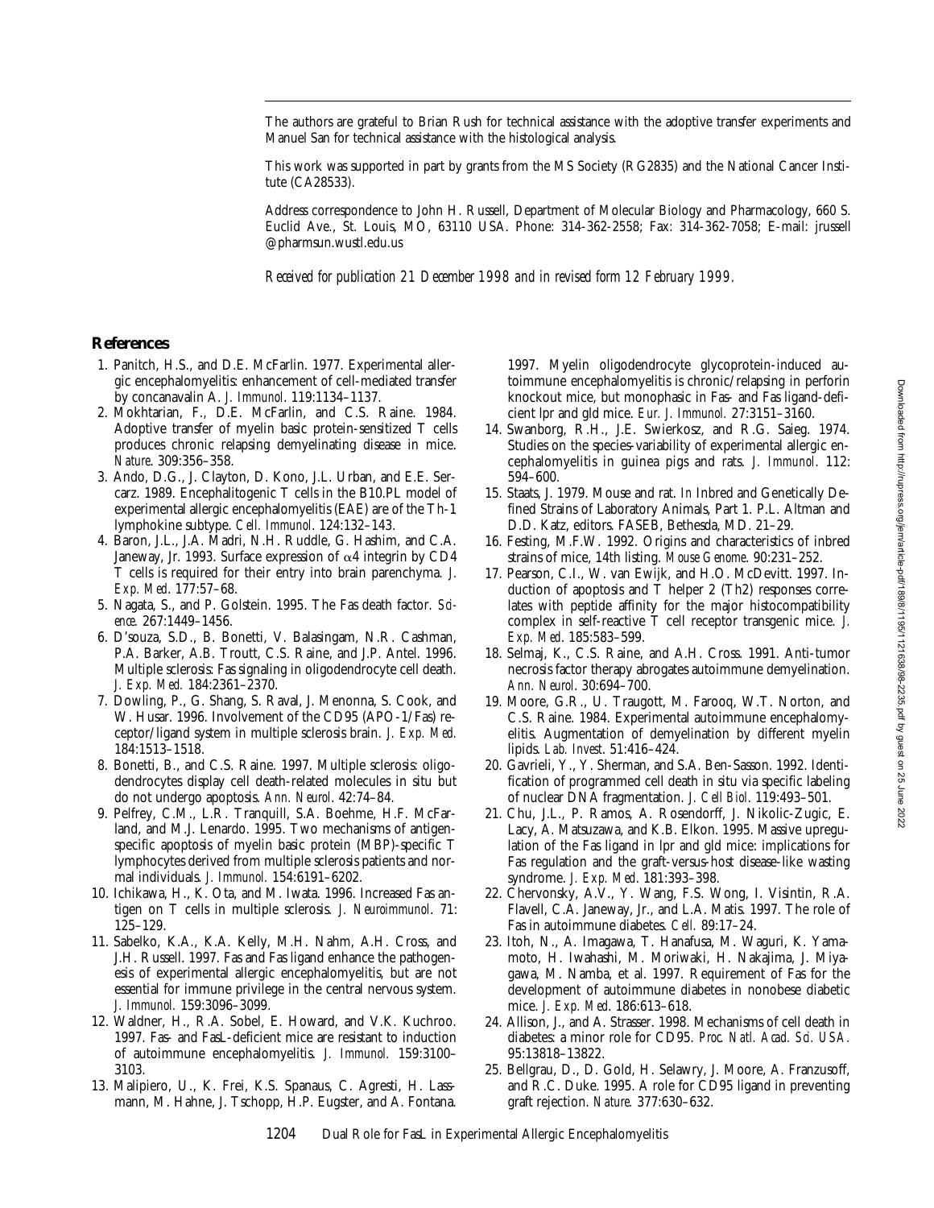The authors are grateful to Brian Rush for technical assistance with the adoptive transfer experiments and Manuel San for technical assistance with the histological analysis.

This work was supported in part by grants from the MS Society (RG2835) and the National Cancer Institute (CA28533).

Address correspondence to John H. Russell, Department of Molecular Biology and Pharmacology, 660 S. Euclid Ave., St. Louis, MO, 63110 USA. Phone: 314-362-2558; Fax: 314-362-7058; E-mail: jrussell@pharmsun.wustl.edu.us

*Received for publication 21 December 1998 and in revised form 12 February 1999.*

## References

1. Panitch, H.S., and D.E. McFarlin. 1977. Experimental allergic encephalomyelitis: enhancement of cell-mediated transfer by concanavalin A. *J. Immunol.* 119:1134–1137.
2. Mokhtarian, F., D.E. McFarlin, and C.S. Raine. 1984. Adoptive transfer of myelin basic protein-sensitized T cells produces chronic relapsing demyelinating disease in mice. *Nature.* 309:356–358.
3. Ando, D.G., J. Clayton, D. Kono, J.L. Urban, and E.E. Sercarz. 1989. Encephalitogenic T cells in the B10.PL model of experimental allergic encephalomyelitis (EAE) are of the Th-1 lymphokine subtype. *Cell. Immunol.* 124:132–143.
4. Baron, J.L., J.A. Madri, N.H. Ruddle, G. Hashim, and C.A. Janeway, Jr. 1993. Surface expression of $\alpha$4 integrin by CD4 T cells is required for their entry into brain parenchyma. *J. Exp. Med.* 177:57–68.
5. Nagata, S., and P. Golstein. 1995. The Fas death factor. *Science.* 267:1449–1456.
6. D'souza, S.D., B. Bonetti, V. Balasingam, N.R. Cashman, P.A. Barker, A.B. Troutt, C.S. Raine, and J.P. Antel. 1996. Multiple sclerosis: Fas signaling in oligodendrocyte cell death. *J. Exp. Med.* 184:2361–2370.
7. Dowling, P., G. Shang, S. Raval, J. Menonna, S. Cook, and W. Husar. 1996. Involvement of the CD95 (APO-1/Fas) receptor/ligand system in multiple sclerosis brain. *J. Exp. Med.* 184:1513–1518.
8. Bonetti, B., and C.S. Raine. 1997. Multiple sclerosis: oligodendrocytes display cell death-related molecules in situ but do not undergo apoptosis. *Ann. Neurol.* 42:74–84.
9. Pelfrey, C.M., L.R. Tranquill, S.A. Boehme, H.F. McFarland, and M.J. Lenardo. 1995. Two mechanisms of antigen-specific apoptosis of myelin basic protein (MBP)-specific T lymphocytes derived from multiple sclerosis patients and normal individuals. *J. Immunol.* 154:6191–6202.
10. Ichikawa, H., K. Ota, and M. Iwata. 1996. Increased Fas antigen on T cells in multiple sclerosis. *J. Neuroimmunol.* 71:125–129.
11. Sabelko, K.A., K.A. Kelly, M.H. Nahm, A.H. Cross, and J.H. Russell. 1997. Fas and Fas ligand enhance the pathogenesis of experimental allergic encephalomyelitis, but are not essential for immune privilege in the central nervous system. *J. Immunol.* 159:3096–3099.
12. Waldner, H., R.A. Sobel, E. Howard, and V.K. Kuchroo. 1997. Fas- and FasL-deficient mice are resistant to induction of autoimmune encephalomyelitis. *J. Immunol.* 159:3100–3103.
13. Malipiero, U., K. Frei, K.S. Spanaus, C. Agresti, H. Lassmann, M. Hahne, J. Tschopp, H.P. Eugster, and A. Fontana. 1997. Myelin oligodendrocyte glycoprotein-induced autoimmune encephalomyelitis is chronic/relapsing in perforin knockout mice, but monophasic in Fas- and Fas ligand-deficient lpr and gld mice. *Eur. J. Immunol.* 27:3151–3160.
14. Swanborg, R.H., J.E. Swierkosz, and R.G. Saieg. 1974. Studies on the species-variability of experimental allergic encephalomyelitis in guinea pigs and rats. *J. Immunol.* 112:594–600.
15. Staats, J. 1979. Mouse and rat. *In* Inbred and Genetically Defined Strains of Laboratory Animals, Part 1. P.L. Altman and D.D. Katz, editors. FASEB, Bethesda, MD. 21–29.
16. Festing, M.F.W. 1992. Origins and characteristics of inbred strains of mice, 14th listing. *Mouse Genome.* 90:231–252.
17. Pearson, C.I., W. van Ewijk, and H.O. McDevitt. 1997. Induction of apoptosis and T helper 2 (Th2) responses correlates with peptide affinity for the major histocompatibility complex in self-reactive T cell receptor transgenic mice. *J. Exp. Med.* 185:583–599.
18. Selmaj, K., C.S. Raine, and A.H. Cross. 1991. Anti-tumor necrosis factor therapy abrogates autoimmune demyelination. *Ann. Neurol.* 30:694–700.
19. Moore, G.R., U. Traugott, M. Farooq, W.T. Norton, and C.S. Raine. 1984. Experimental autoimmune encephalomyelitis. Augmentation of demyelination by different myelin lipids. *Lab. Invest.* 51:416–424.
20. Gavrieli, Y., Y. Sherman, and S.A. Ben-Sasson. 1992. Identification of programmed cell death in situ via specific labeling of nuclear DNA fragmentation. *J. Cell Biol.* 119:493–501.
21. Chu, J.L., P. Ramos, A. Rosendorff, J. Nikolic-Zugic, E. Lacy, A. Matsuzawa, and K.B. Elkon. 1995. Massive upregulation of the Fas ligand in lpr and gld mice: implications for Fas regulation and the graft-versus-host disease-like wasting syndrome. *J. Exp. Med.* 181:393–398.
22. Chervonsky, A.V., Y. Wang, F.S. Wong, I. Visintin, R.A. Flavell, C.A. Janeway, Jr., and L.A. Matis. 1997. The role of Fas in autoimmune diabetes. *Cell.* 89:17–24.
23. Itoh, N., A. Imagawa, T. Hanafusa, M. Waguri, K. Yamamoto, H. Iwahashi, M. Moriwaki, H. Nakajima, J. Miyagawa, M. Namba, et al. 1997. Requirement of Fas for the development of autoimmune diabetes in nonobese diabetic mice. *J. Exp. Med.* 186:613–618.
24. Allison, J., and A. Strasser. 1998. Mechanisms of cell death in diabetes: a minor role for CD95. *Proc. Natl. Acad. Sci. USA.* 95:13818–13822.
25. Bellgrau, D., D. Gold, H. Selawry, J. Moore, A. Franzusoff, and R.C. Duke. 1995. A role for CD95 ligand in preventing graft rejection. *Nature.* 377:630–632.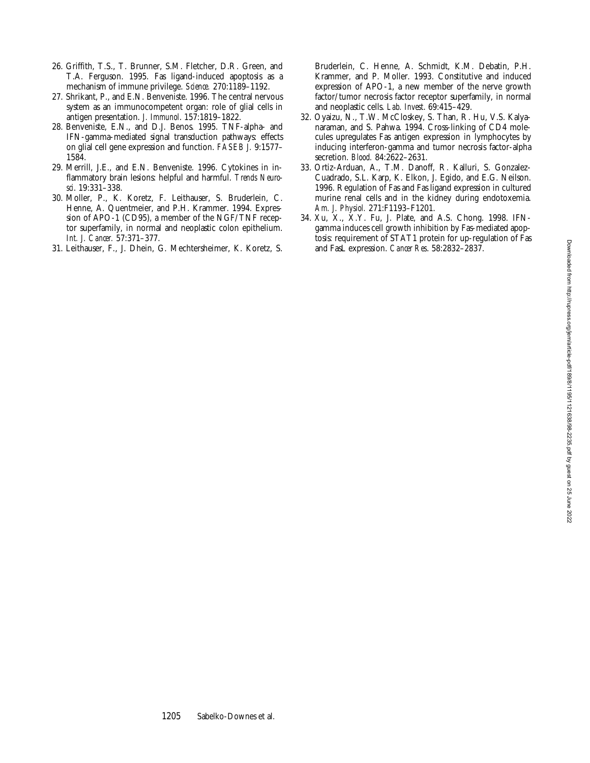26. Griffith, T.S., T. Brunner, S.M. Fletcher, D.R. Green, and T.A. Ferguson. 1995. Fas ligand-induced apoptosis as a mechanism of immune privilege. *Science.* 270:1189–1192.
27. Shrikant, P., and E.N. Benveniste. 1996. The central nervous system as an immunocompetent organ: role of glial cells in antigen presentation. *J. Immunol.* 157:1819–1822.
28. Benveniste, E.N., and D.J. Benos. 1995. TNF-alpha- and IFN-gamma-mediated signal transduction pathways: effects on glial cell gene expression and function. *FASEB J.* 9:1577–1584.
29. Merrill, J.E., and E.N. Benveniste. 1996. Cytokines in inflammatory brain lesions: helpful and harmful. *Trends Neurosci.* 19:331–338.
30. Moller, P., K. Koretz, F. Leithauser, S. Bruderlein, C. Henne, A. Quentmeier, and P.H. Krammer. 1994. Expression of APO-1 (CD95), a member of the NGF/TNF receptor superfamily, in normal and neoplastic colon epithelium. *Int. J. Cancer.* 57:371–377.
31. Leithauser, F., J. Dhein, G. Mechtersheimer, K. Koretz, S. Bruderlein, C. Henne, A. Schmidt, K.M. Debatin, P.H. Krammer, and P. Moller. 1993. Constitutive and induced expression of APO-1, a new member of the nerve growth factor/tumor necrosis factor receptor superfamily, in normal and neoplastic cells. *Lab. Invest.* 69:415–429.
32. Oyaizu, N., T.W. McCloskey, S. Than, R. Hu, V.S. Kalyanaraman, and S. Pahwa. 1994. Cross-linking of CD4 molecules upregulates Fas antigen expression in lymphocytes by inducing interferon-gamma and tumor necrosis factor-alpha secretion. *Blood.* 84:2622–2631.
33. Ortiz-Arduan, A., T.M. Danoff, R. Kalluri, S. Gonzalez-Cuadrado, S.L. Karp, K. Elkon, J. Egido, and E.G. Neilson. 1996. Regulation of Fas and Fas ligand expression in cultured murine renal cells and in the kidney during endotoxemia. *Am. J. Physiol.* 271:F1193–F1201.
34. Xu, X., X.Y. Fu, J. Plate, and A.S. Chong. 1998. IFN-gamma induces cell growth inhibition by Fas-mediated apoptosis: requirement of STAT1 protein for up-regulation of Fas and FasL expression. *Cancer Res.* 58:2832–2837.